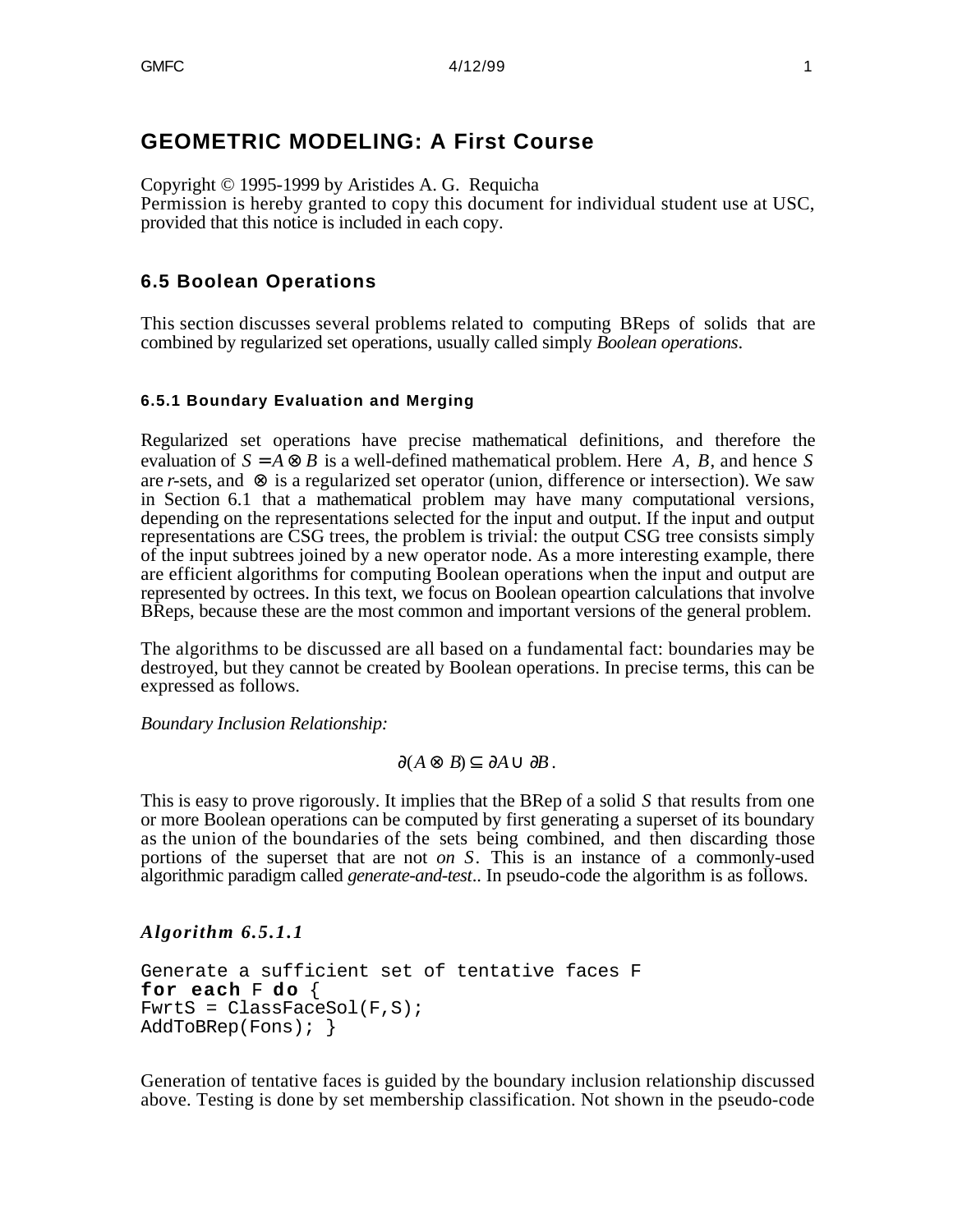# GEOMETRIC MODELING: A First Course

Copyright © 1995-1999 by Aristides A. G. Requicha
Permission is hereby granted to copy this document for individual student use at USC, provided that this notice is included in each copy.

## 6.5 Boolean Operations

This section discusses several problems related to computing BReps of solids that are combined by regularized set operations, usually called simply *Boolean operations*.

### 6.5.1 Boundary Evaluation and Merging

Regularized set operations have precise mathematical definitions, and therefore the evaluation of $S = A \otimes B$ is a well-defined mathematical problem. Here $A$, $B$, and hence $S$ are *r*-sets, and $\otimes$ is a regularized set operator (union, difference or intersection). We saw in Section 6.1 that a mathematical problem may have many computational versions, depending on the representations selected for the input and output. If the input and output representations are CSG trees, the problem is trivial: the output CSG tree consists simply of the input subtrees joined by a new operator node. As a more interesting example, there are efficient algorithms for computing Boolean operations when the input and output are represented by octrees. In this text, we focus on Boolean opeartion calculations that involve BReps, because these are the most common and important versions of the general problem.

The algorithms to be discussed are all based on a fundamental fact: boundaries may be destroyed, but they cannot be created by Boolean operations. In precise terms, this can be expressed as follows.

*Boundary Inclusion Relationship:*

$$\partial(A \otimes B) \subseteq \partial A \cup \partial B .$$

This is easy to prove rigorously. It implies that the BRep of a solid $S$ that results from one or more Boolean operations can be computed by first generating a superset of its boundary as the union of the boundaries of the sets being combined, and then discarding those portions of the superset that are not *on* $S$. This is an instance of a commonly-used algorithmic paradigm called *generate-and-test*.. In pseudo-code the algorithm is as follows.

#### *Algorithm 6.5.1.1*

```
Generate a sufficient set of tentative faces F
for each F do {
FwrtS = ClassFaceSol(F,S);
AddToBRep(Fons); }
```

Generation of tentative faces is guided by the boundary inclusion relationship discussed above. Testing is done by set membership classification. Not shown in the pseudo-code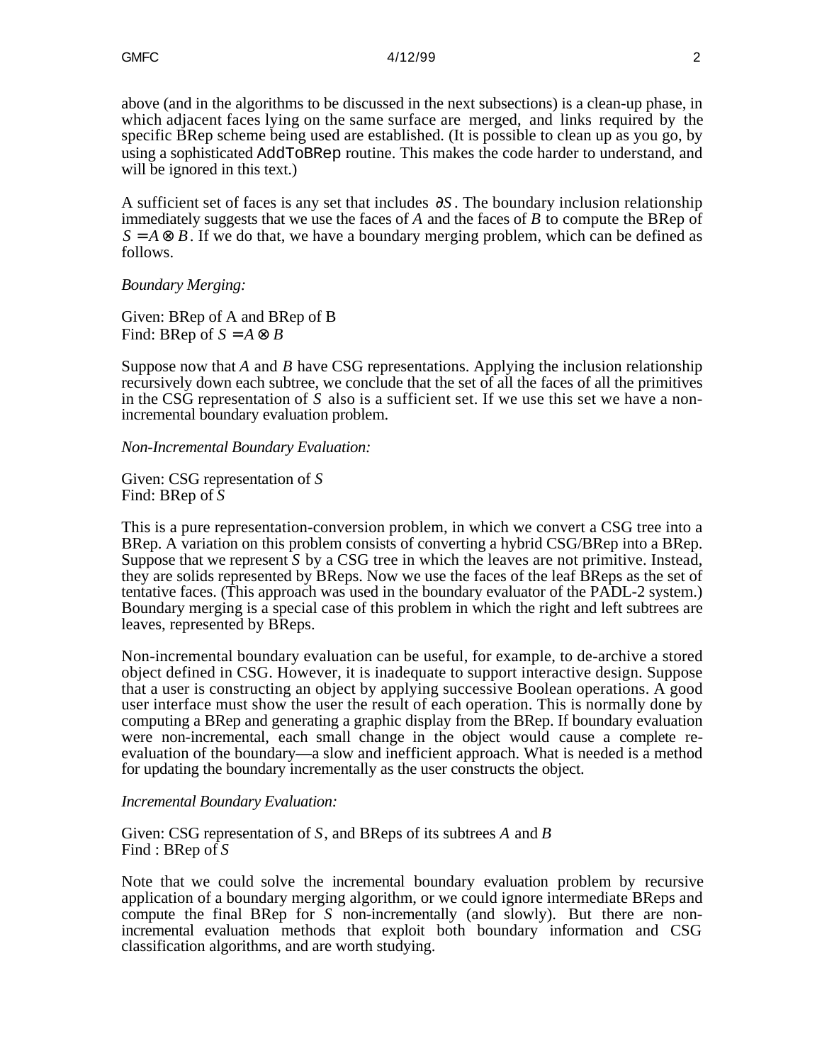above (and in the algorithms to be discussed in the next subsections) is a clean-up phase, in which adjacent faces lying on the same surface are merged, and links required by the specific BRep scheme being used are established. (It is possible to clean up as you go, by using a sophisticated `AddToBRep` routine. This makes the code harder to understand, and will be ignored in this text.)

A sufficient set of faces is any set that includes $\partial S$. The boundary inclusion relationship immediately suggests that we use the faces of $A$ and the faces of $B$ to compute the BRep of $S = A \otimes B$. If we do that, we have a boundary merging problem, which can be defined as follows.

*Boundary Merging:*

Given: BRep of A and BRep of B
Find: BRep of $S = A \otimes B$

Suppose now that $A$ and $B$ have CSG representations. Applying the inclusion relationship recursively down each subtree, we conclude that the set of all the faces of all the primitives in the CSG representation of $S$ also is a sufficient set. If we use this set we have a non-incremental boundary evaluation problem.

*Non-Incremental Boundary Evaluation:*

Given: CSG representation of $S$
Find: BRep of $S$

This is a pure representation-conversion problem, in which we convert a CSG tree into a BRep. A variation on this problem consists of converting a hybrid CSG/BRep into a BRep. Suppose that we represent $S$ by a CSG tree in which the leaves are not primitive. Instead, they are solids represented by BReps. Now we use the faces of the leaf BReps as the set of tentative faces. (This approach was used in the boundary evaluator of the PADL-2 system.) Boundary merging is a special case of this problem in which the right and left subtrees are leaves, represented by BReps.

Non-incremental boundary evaluation can be useful, for example, to de-archive a stored object defined in CSG. However, it is inadequate to support interactive design. Suppose that a user is constructing an object by applying successive Boolean operations. A good user interface must show the user the result of each operation. This is normally done by computing a BRep and generating a graphic display from the BRep. If boundary evaluation were non-incremental, each small change in the object would cause a complete re-evaluation of the boundary—a slow and inefficient approach. What is needed is a method for updating the boundary incrementally as the user constructs the object.

*Incremental Boundary Evaluation:*

Given: CSG representation of $S$, and BReps of its subtrees $A$ and $B$
Find : BRep of $S$

Note that we could solve the incremental boundary evaluation problem by recursive application of a boundary merging algorithm, or we could ignore intermediate BReps and compute the final BRep for $S$ non-incrementally (and slowly). But there are non-incremental evaluation methods that exploit both boundary information and CSG classification algorithms, and are worth studying.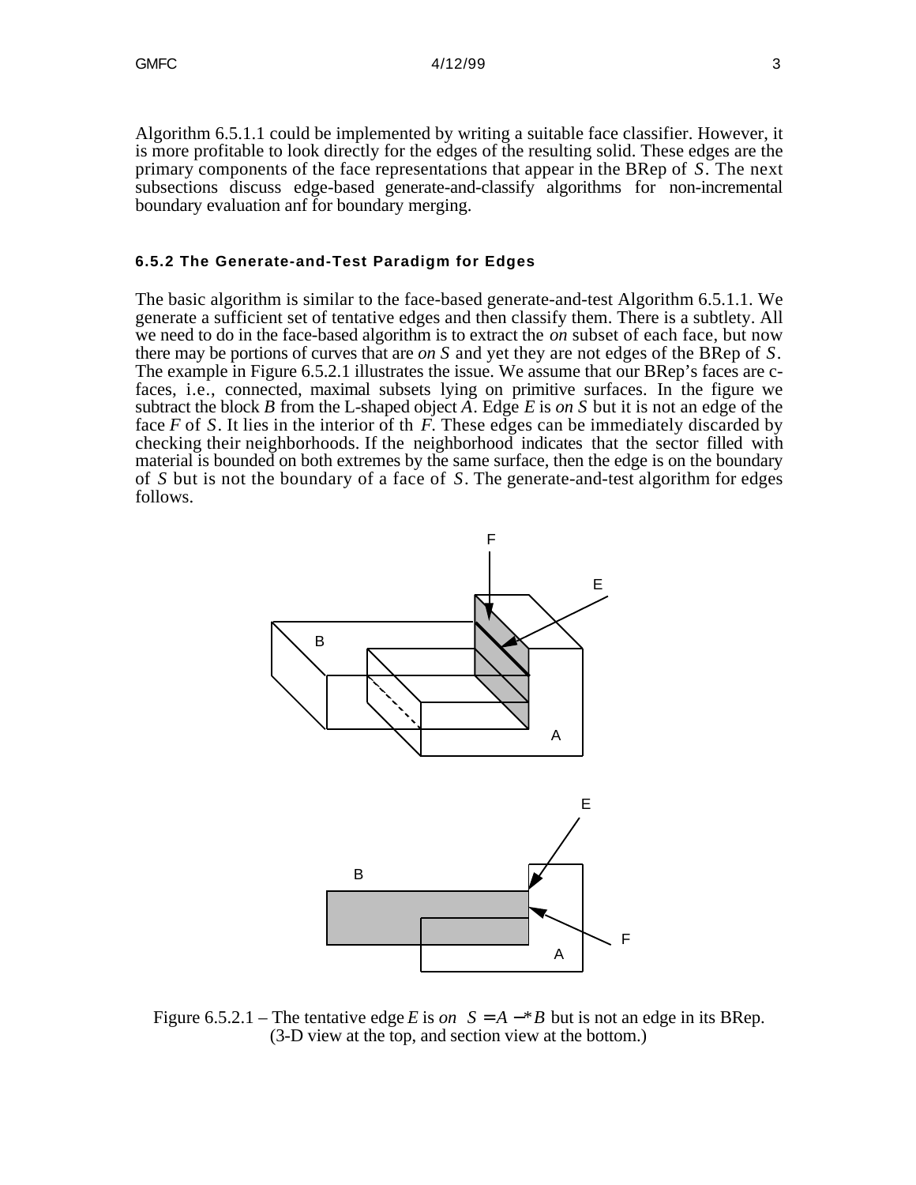Algorithm 6.5.1.1 could be implemented by writing a suitable face classifier. However, it is more profitable to look directly for the edges of the resulting solid. These edges are the primary components of the face representations that appear in the BRep of $S$. The next subsections discuss edge-based generate-and-classify algorithms for non-incremental boundary evaluation anf for boundary merging.

### 6.5.2 The Generate-and-Test Paradigm for Edges

The basic algorithm is similar to the face-based generate-and-test Algorithm 6.5.1.1. We generate a sufficient set of tentative edges and then classify them. There is a subtlety. All we need to do in the face-based algorithm is to extract the *on* subset of each face, but now there may be portions of curves that are *on S* and yet they are not edges of the BRep of $S$. The example in Figure 6.5.2.1 illustrates the issue. We assume that our BRep's faces are c-faces, i.e., connected, maximal subsets lying on primitive surfaces. In the figure we subtract the block $B$ from the L-shaped object $A$. Edge $E$ is *on S* but it is not an edge of the face $F$ of $S$. It lies in the interior of th $F$. These edges can be immediately discarded by checking their neighborhoods. If the neighborhood indicates that the sector filled with material is bounded on both extremes by the same surface, then the edge is on the boundary of $S$ but is not the boundary of a face of $S$. The generate-and-test algorithm for edges follows.

Figure 6.5.2.1 – The tentative edge $E$ is *on* $S = A -^* B$ but is not an edge in its BRep. (3-D view at the top, and section view at the bottom.)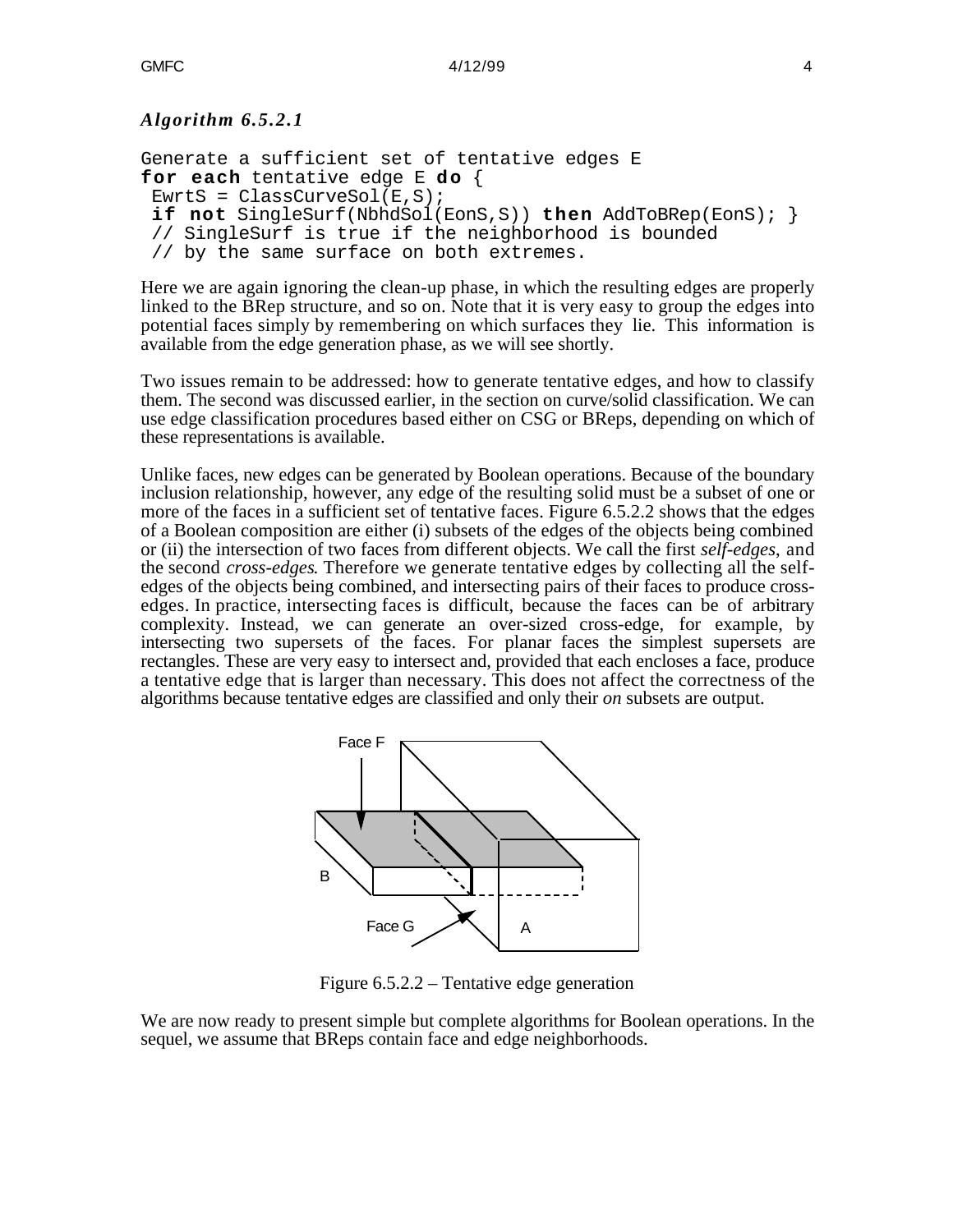***Algorithm 6.5.2.1***

```
Generate a sufficient set of tentative edges E
for each tentative edge E do {
 EwrtS = ClassCurveSol(E,S);
 if not SingleSurf(NbhdSol(EonS,S)) then AddToBRep(EonS); }
 // SingleSurf is true if the neighborhood is bounded
 // by the same surface on both extremes.
```

Here we are again ignoring the clean-up phase, in which the resulting edges are properly linked to the BRep structure, and so on. Note that it is very easy to group the edges into potential faces simply by remembering on which surfaces they lie. This information is available from the edge generation phase, as we will see shortly.

Two issues remain to be addressed: how to generate tentative edges, and how to classify them. The second was discussed earlier, in the section on curve/solid classification. We can use edge classification procedures based either on CSG or BReps, depending on which of these representations is available.

Unlike faces, new edges can be generated by Boolean operations. Because of the boundary inclusion relationship, however, any edge of the resulting solid must be a subset of one or more of the faces in a sufficient set of tentative faces. Figure 6.5.2.2 shows that the edges of a Boolean composition are either (i) subsets of the edges of the objects being combined or (ii) the intersection of two faces from different objects. We call the first *self-edges*, and the second *cross-edges*. Therefore we generate tentative edges by collecting all the self-edges of the objects being combined, and intersecting pairs of their faces to produce cross-edges. In practice, intersecting faces is difficult, because the faces can be of arbitrary complexity. Instead, we can generate an over-sized cross-edge, for example, by intersecting two supersets of the faces. For planar faces the simplest supersets are rectangles. These are very easy to intersect and, provided that each encloses a face, produce a tentative edge that is larger than necessary. This does not affect the correctness of the algorithms because tentative edges are classified and only their *on* subsets are output.

Figure 6.5.2.2 – Tentative edge generation

We are now ready to present simple but complete algorithms for Boolean operations. In the sequel, we assume that BReps contain face and edge neighborhoods.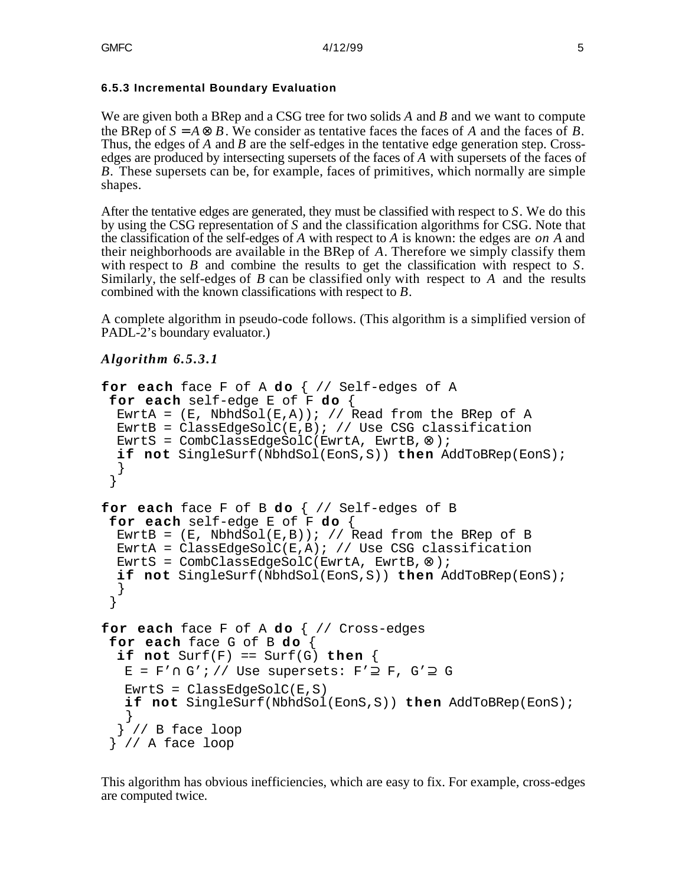### 6.5.3 Incremental Boundary Evaluation

We are given both a BRep and a CSG tree for two solids $A$ and $B$ and we want to compute the BRep of $S = A \otimes B$. We consider as tentative faces the faces of $A$ and the faces of $B$. Thus, the edges of $A$ and $B$ are the self-edges in the tentative edge generation step. Cross-edges are produced by intersecting supersets of the faces of $A$ with supersets of the faces of $B$. These supersets can be, for example, faces of primitives, which normally are simple shapes.

After the tentative edges are generated, they must be classified with respect to $S$. We do this by using the CSG representation of $S$ and the classification algorithms for CSG. Note that the classification of the self-edges of $A$ with respect to $A$ is known: the edges are *on A* and their neighborhoods are available in the BRep of $A$. Therefore we simply classify them with respect to $B$ and combine the results to get the classification with respect to $S$. Similarly, the self-edges of $B$ can be classified only with respect to $A$ and the results combined with the known classifications with respect to $B$.

A complete algorithm in pseudo-code follows. (This algorithm is a simplified version of PADL-2's boundary evaluator.)

***Algorithm 6.5.3.1***

```
for each face F of A do { // Self-edges of A
 for each self-edge E of F do {
  EwrtA = (E, NbhdSol(E,A)); // Read from the BRep of A
  EwrtB = ClassEdgeSolC(E,B); // Use CSG classification
  EwrtS = CombClassEdgeSolC(EwrtA, EwrtB,⊗);
  if not SingleSurf(NbhdSol(EonS,S)) then AddToBRep(EonS);
  }
 }

for each face F of B do { // Self-edges of B
 for each self-edge E of F do {
  EwrtB = (E, NbhdSol(E,B)); // Read from the BRep of B
  EwrtA = ClassEdgeSolC(E,A); // Use CSG classification
  EwrtS = CombClassEdgeSolC(EwrtA, EwrtB,⊗);
  if not SingleSurf(NbhdSol(EonS,S)) then AddToBRep(EonS);
  }
 }

for each face F of A do { // Cross-edges
 for each face G of B do {
  if not Surf(F) == Surf(G) then {
   E = F'∩ G'; // Use supersets: F'⊇ F, G'⊇ G
   EwrtS = ClassEdgeSolC(E,S)
   if not SingleSurf(NbhdSol(EonS,S)) then AddToBRep(EonS);
   }
  } // B face loop
 } // A face loop
```

This algorithm has obvious inefficiencies, which are easy to fix. For example, cross-edges are computed twice.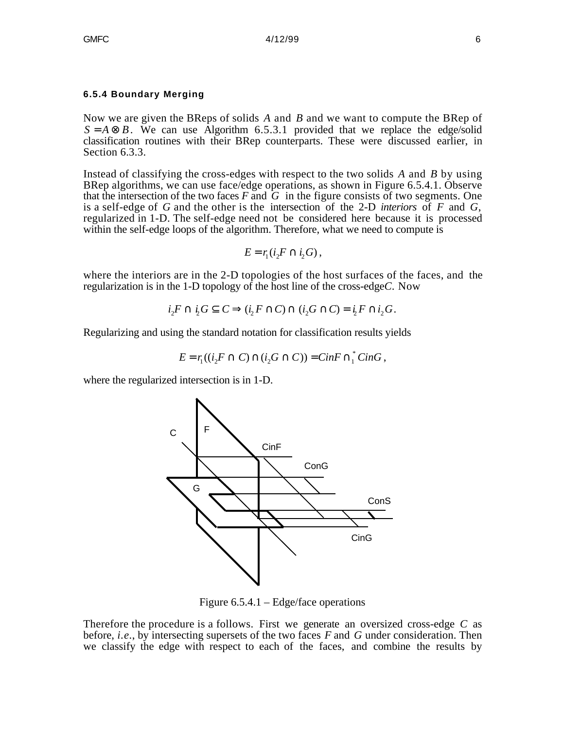### 6.5.4 Boundary Merging

Now we are given the BReps of solids $A$ and $B$ and we want to compute the BRep of $S = A \otimes B$. We can use Algorithm 6.5.3.1 provided that we replace the edge/solid classification routines with their BRep counterparts. These were discussed earlier, in Section 6.3.3.

Instead of classifying the cross-edges with respect to the two solids $A$ and $B$ by using BRep algorithms, we can use face/edge operations, as shown in Figure 6.5.4.1. Observe that the intersection of the two faces $F$ and $G$ in the figure consists of two segments. One is a self-edge of $G$ and the other is the intersection of the 2-D *interiors* of $F$ and $G$, regularized in 1-D. The self-edge need not be considered here because it is processed within the self-edge loops of the algorithm. Therefore, what we need to compute is

$$E = r_1(i_2 F \cap i_2 G),$$

where the interiors are in the 2-D topologies of the host surfaces of the faces, and the regularization is in the 1-D topology of the host line of the cross-edge $C$. Now

$$i_2 F \cap i_2 G \subseteq C \Rightarrow (i_2 F \cap C) \cap (i_2 G \cap C) = i_2 F \cap i_2 G.$$

Regularizing and using the standard notation for classification results yields

$$E = r_1((i_2 F \cap C) \cap (i_2 G \cap C)) = CinF \cap_1^* CinG,$$

where the regularized intersection is in 1-D.

Figure 6.5.4.1 – Edge/face operations

Therefore the procedure is a follows. First we generate an oversized cross-edge $C$ as before, *i.e.*, by intersecting supersets of the two faces $F$ and $G$ under consideration. Then we classify the edge with respect to each of the faces, and combine the results by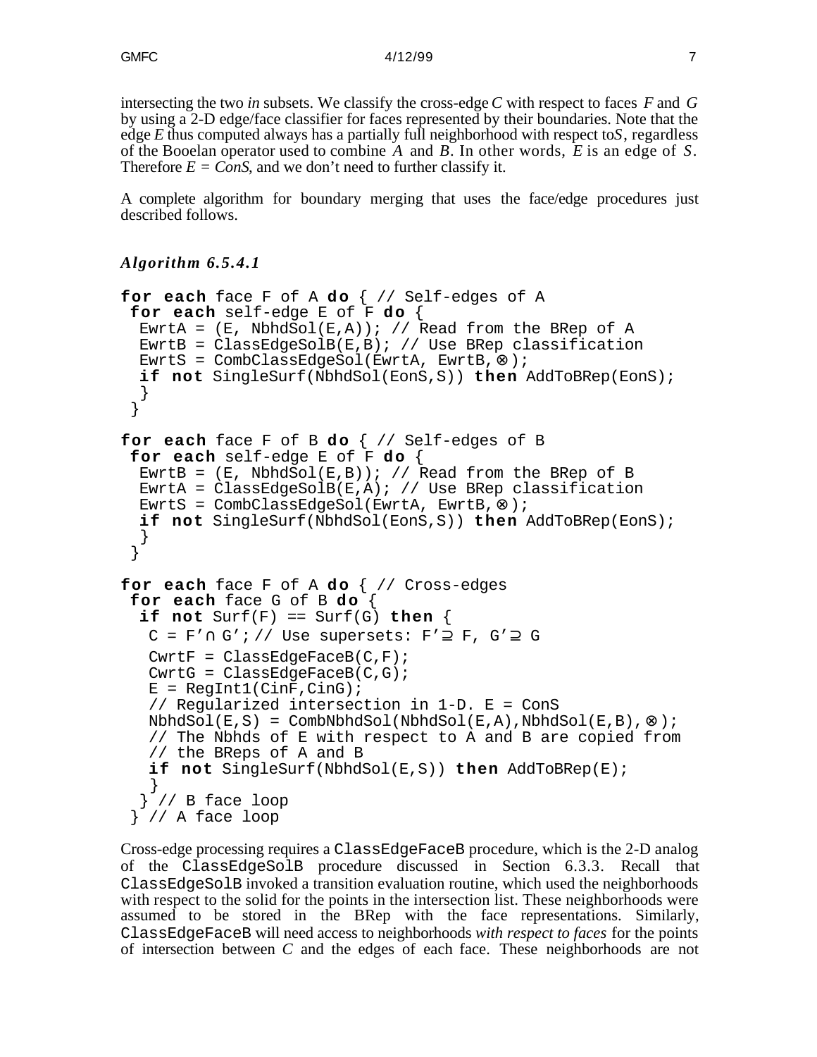intersecting the two *in* subsets. We classify the cross-edge $C$ with respect to faces $F$ and $G$ by using a 2-D edge/face classifier for faces represented by their boundaries. Note that the edge $E$ thus computed always has a partially full neighborhood with respect to $S$, regardless of the Booelan operator used to combine $A$ and $B$. In other words, $E$ is an edge of $S$. Therefore $E = ConS$, and we don't need to further classify it.

A complete algorithm for boundary merging that uses the face/edge procedures just described follows.

### *Algorithm 6.5.4.1*

```
for each face F of A do { // Self-edges of A
 for each self-edge E of F do {
  EwrtA = (E, NbhdSol(E,A)); // Read from the BRep of A
  EwrtB = ClassEdgeSolB(E,B); // Use BRep classification
  EwrtS = CombClassEdgeSol(EwrtA, EwrtB,⊗);
  if not SingleSurf(NbhdSol(EonS,S)) then AddToBRep(EonS);
  }
 }

for each face F of B do { // Self-edges of B
 for each self-edge E of F do {
  EwrtB = (E, NbhdSol(E,B)); // Read from the BRep of B
  EwrtA = ClassEdgeSolB(E,A); // Use BRep classification
  EwrtS = CombClassEdgeSol(EwrtA, EwrtB,⊗);
  if not SingleSurf(NbhdSol(EonS,S)) then AddToBRep(EonS);
  }
 }

for each face F of A do { // Cross-edges
 for each face G of B do {
  if not Surf(F) == Surf(G) then {
   C = F'∩ G'; // Use supersets: F'⊇ F, G'⊇ G
   CwrtF = ClassEdgeFaceB(C,F);
   CwrtG = ClassEdgeFaceB(C,G);
   E = RegInt1(CinF,CinG);
   // Regularized intersection in 1-D. E = ConS
   NbhdSol(E,S) = CombNbhdSol(NbhdSol(E,A),NbhdSol(E,B),⊗);
   // The Nbhds of E with respect to A and B are copied from
   // the BReps of A and B
   if not SingleSurf(NbhdSol(E,S)) then AddToBRep(E);
   }
  } // B face loop
 } // A face loop
```

Cross-edge processing requires a `ClassEdgeFaceB` procedure, which is the 2-D analog of the `ClassEdgeSolB` procedure discussed in Section 6.3.3. Recall that `ClassEdgeSolB` invoked a transition evaluation routine, which used the neighborhoods with respect to the solid for the points in the intersection list. These neighborhoods were assumed to be stored in the BRep with the face representations. Similarly, `ClassEdgeFaceB` will need access to neighborhoods *with respect to faces* for the points of intersection between $C$ and the edges of each face. These neighborhoods are not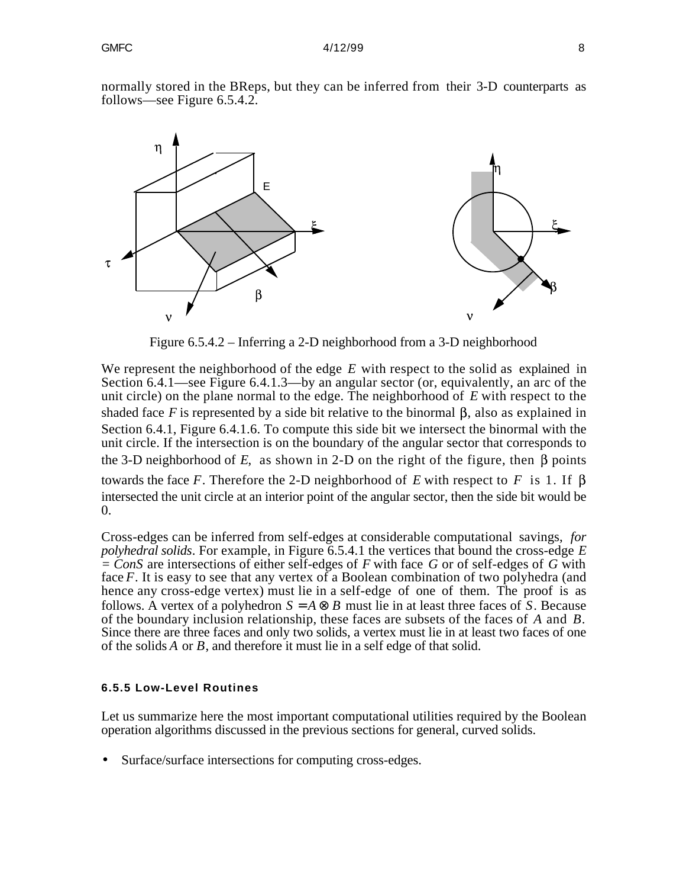normally stored in the BReps, but they can be inferred from their 3-D counterparts as follows—see Figure 6.5.4.2.

Figure 6.5.4.2 – Inferring a 2-D neighborhood from a 3-D neighborhood

We represent the neighborhood of the edge $E$ with respect to the solid as explained in Section 6.4.1—see Figure 6.4.1.3—by an angular sector (or, equivalently, an arc of the unit circle) on the plane normal to the edge. The neighborhood of $E$ with respect to the shaded face $F$ is represented by a side bit relative to the binormal $\beta$, also as explained in Section 6.4.1, Figure 6.4.1.6. To compute this side bit we intersect the binormal with the unit circle. If the intersection is on the boundary of the angular sector that corresponds to the 3-D neighborhood of $E$, as shown in 2-D on the right of the figure, then $\beta$ points towards the face $F$. Therefore the 2-D neighborhood of $E$ with respect to $F$ is 1. If $\beta$ intersected the unit circle at an interior point of the angular sector, then the side bit would be 0.

Cross-edges can be inferred from self-edges at considerable computational savings, *for polyhedral solids*. For example, in Figure 6.5.4.1 the vertices that bound the cross-edge $E = ConS$ are intersections of either self-edges of $F$ with face $G$ or of self-edges of $G$ with face $F$. It is easy to see that any vertex of a Boolean combination of two polyhedra (and hence any cross-edge vertex) must lie in a self-edge of one of them. The proof is as follows. A vertex of a polyhedron $S = A \otimes B$ must lie in at least three faces of $S$. Because of the boundary inclusion relationship, these faces are subsets of the faces of $A$ and $B$. Since there are three faces and only two solids, a vertex must lie in at least two faces of one of the solids $A$ or $B$, and therefore it must lie in a self edge of that solid.

#### 6.5.5 Low-Level Routines

Let us summarize here the most important computational utilities required by the Boolean operation algorithms discussed in the previous sections for general, curved solids.

- Surface/surface intersections for computing cross-edges.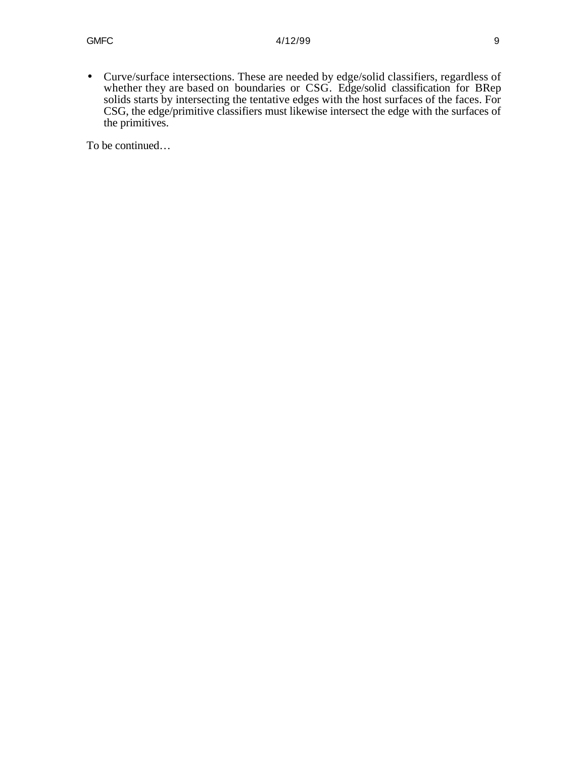- Curve/surface intersections. These are needed by edge/solid classifiers, regardless of whether they are based on boundaries or CSG. Edge/solid classification for BRep solids starts by intersecting the tentative edges with the host surfaces of the faces. For CSG, the edge/primitive classifiers must likewise intersect the edge with the surfaces of the primitives.

To be continued…